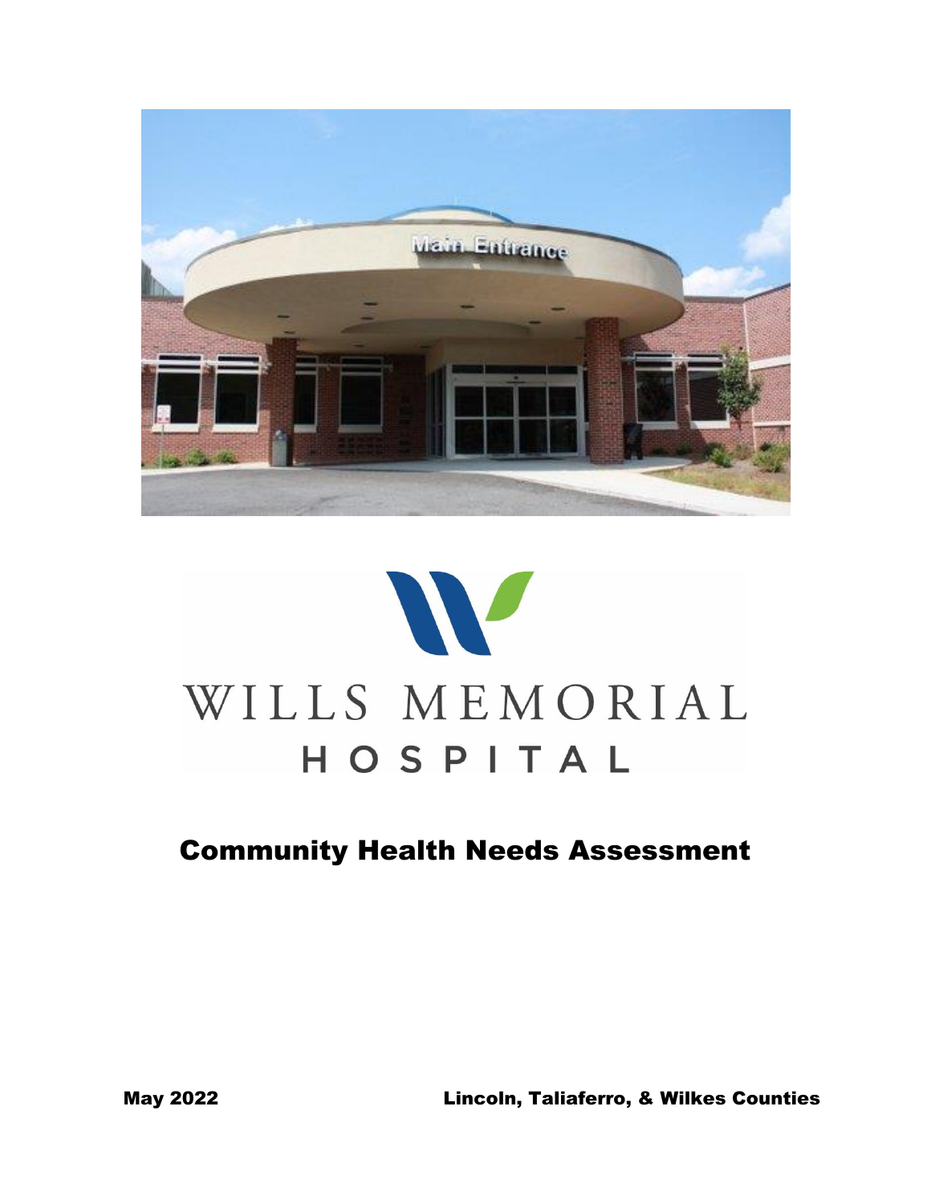# WILLS MEMORIAL HOSPITAL

## Community Health Needs Assessment

**May 2022** **Lincoln, Taliaferro, & Wilkes Counties**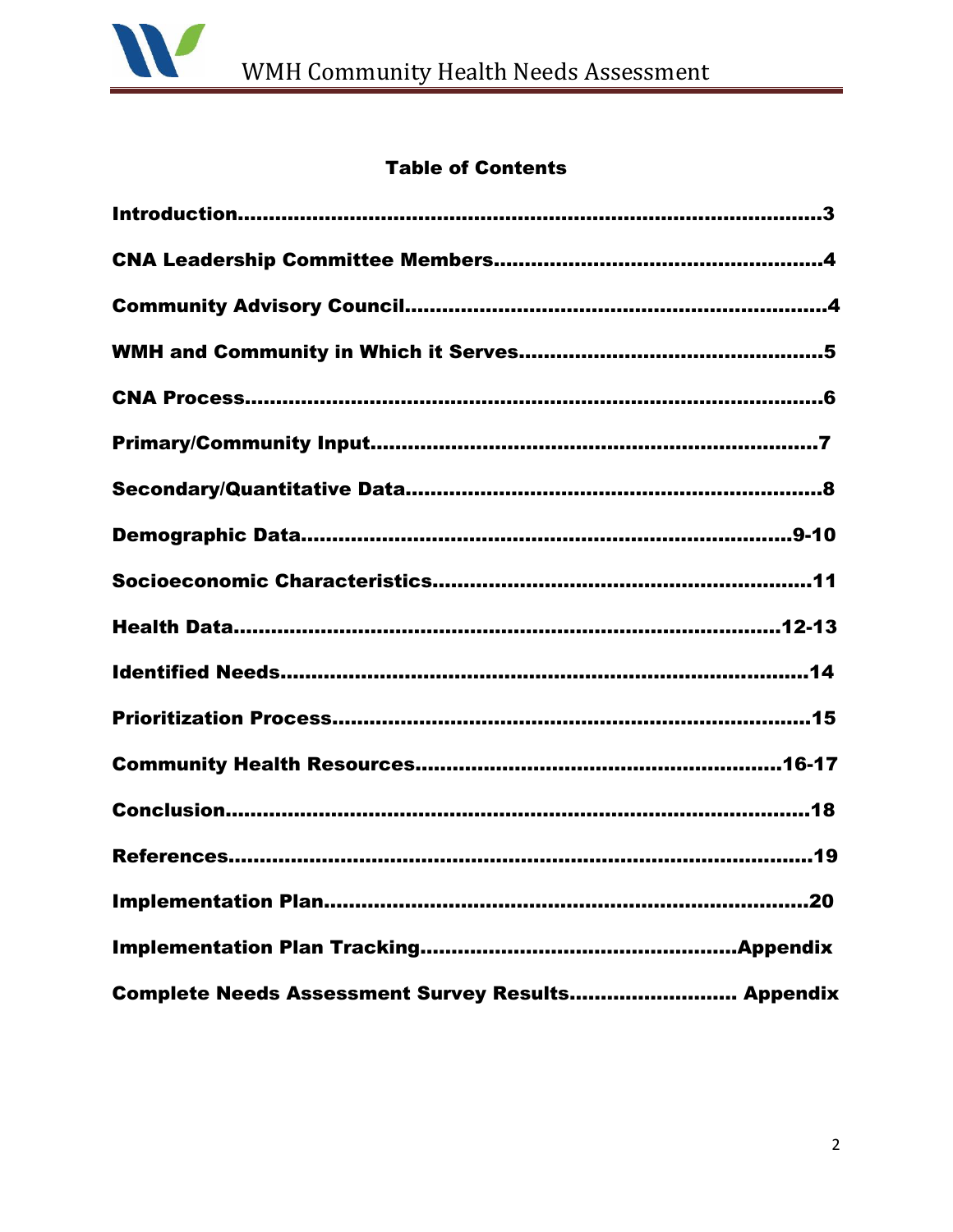# Table of Contents

**Introduction..........................................................................................3**

**CNA Leadership Committee Members....................................................4**

**Community Advisory Council...................................................................4**

**WMH and Community in Which it Serves................................................5**

**CNA Process............................................................................................6**

**Primary/Community Input........................................................................7**

**Secondary/Quantitative Data..................................................................8**

**Demographic Data...............................................................................9-10**

**Socioeconomic Characteristics..............................................................11**

**Health Data.......................................................................................12-13**

**Identified Needs.....................................................................................14**

**Prioritization Process.............................................................................15**

**Community Health Resources...........................................................16-17**

**Conclusion..............................................................................................18**

**References..............................................................................................19**

**Implementation Plan...............................................................................20**

**Implementation Plan Tracking..................................................Appendix**

**Complete Needs Assessment Survey Results.......................... Appendix**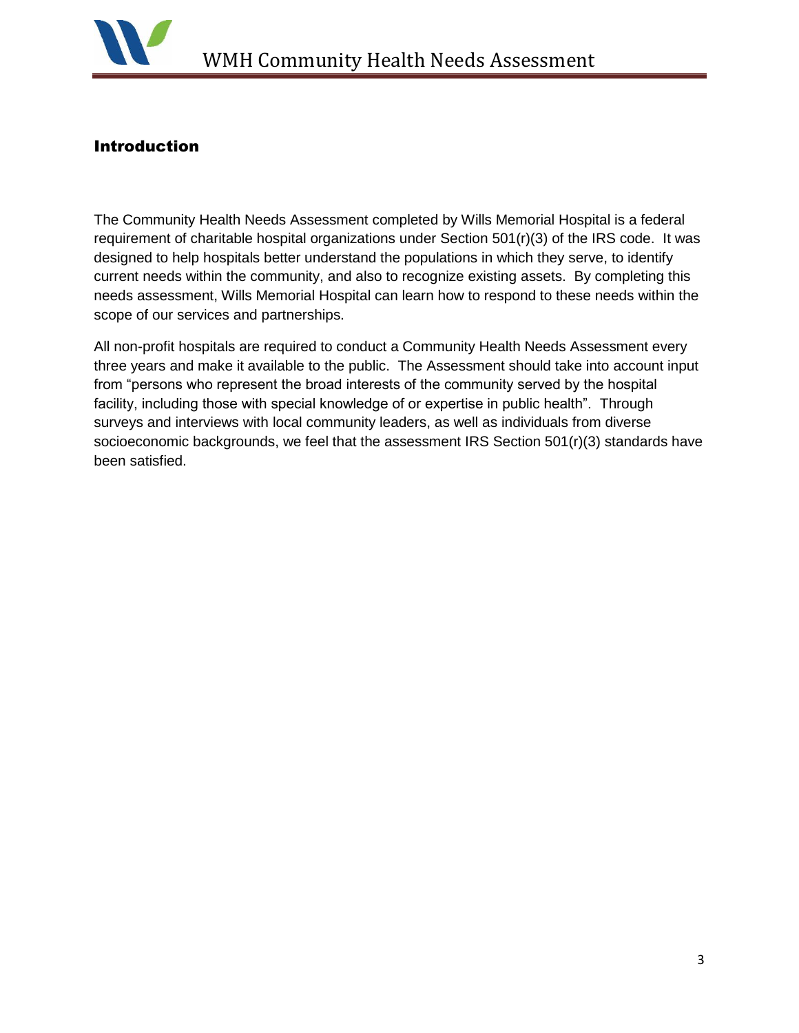## Introduction

The Community Health Needs Assessment completed by Wills Memorial Hospital is a federal requirement of charitable hospital organizations under Section 501(r)(3) of the IRS code. It was designed to help hospitals better understand the populations in which they serve, to identify current needs within the community, and also to recognize existing assets. By completing this needs assessment, Wills Memorial Hospital can learn how to respond to these needs within the scope of our services and partnerships.

All non-profit hospitals are required to conduct a Community Health Needs Assessment every three years and make it available to the public. The Assessment should take into account input from "persons who represent the broad interests of the community served by the hospital facility, including those with special knowledge of or expertise in public health". Through surveys and interviews with local community leaders, as well as individuals from diverse socioeconomic backgrounds, we feel that the assessment IRS Section 501(r)(3) standards have been satisfied.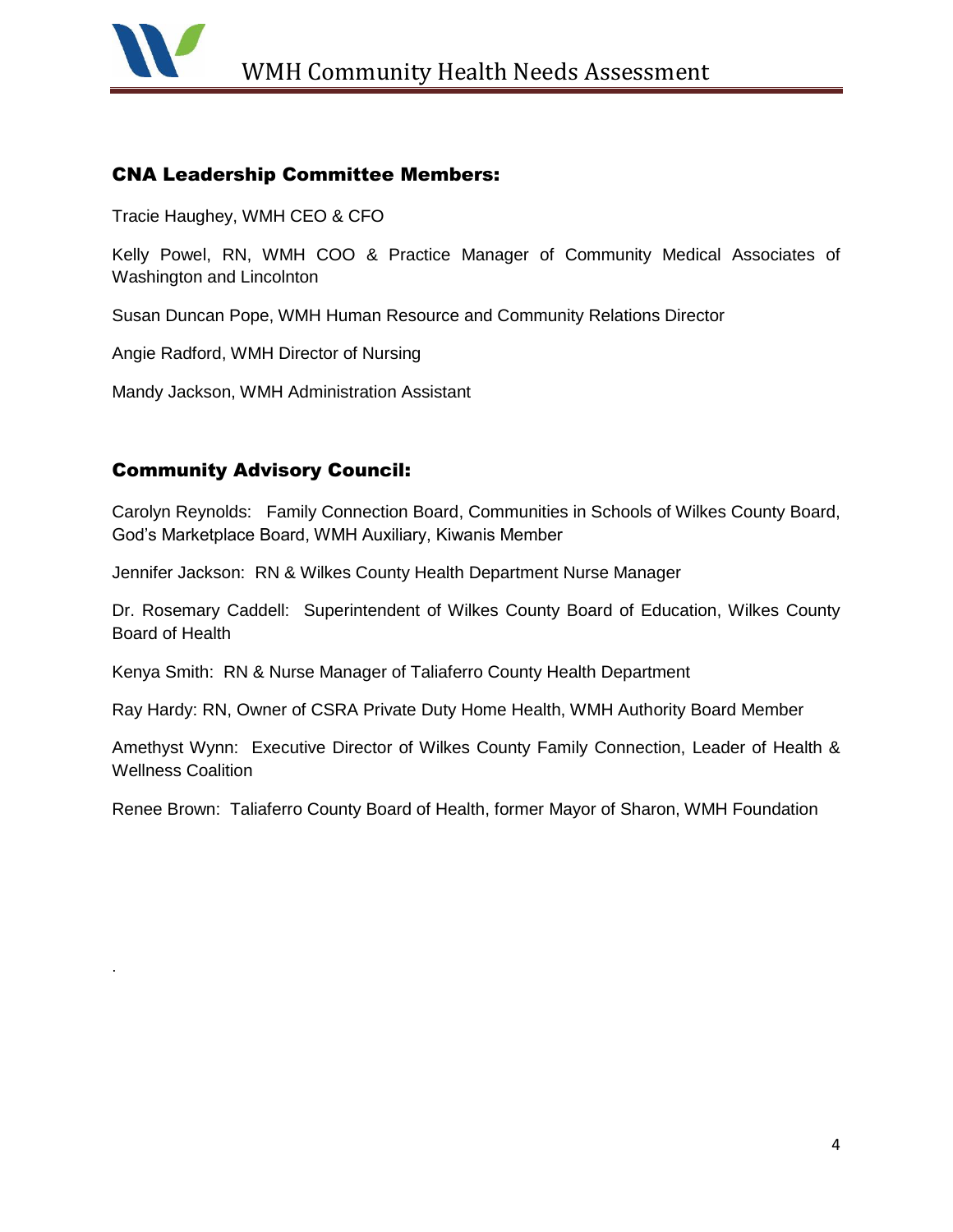## CNA Leadership Committee Members:

Tracie Haughey, WMH CEO & CFO

Kelly Powel, RN, WMH COO & Practice Manager of Community Medical Associates of Washington and Lincolnton

Susan Duncan Pope, WMH Human Resource and Community Relations Director

Angie Radford, WMH Director of Nursing

Mandy Jackson, WMH Administration Assistant

## Community Advisory Council:

Carolyn Reynolds: Family Connection Board, Communities in Schools of Wilkes County Board, God's Marketplace Board, WMH Auxiliary, Kiwanis Member

Jennifer Jackson: RN & Wilkes County Health Department Nurse Manager

Dr. Rosemary Caddell: Superintendent of Wilkes County Board of Education, Wilkes County Board of Health

Kenya Smith: RN & Nurse Manager of Taliaferro County Health Department

Ray Hardy: RN, Owner of CSRA Private Duty Home Health, WMH Authority Board Member

Amethyst Wynn: Executive Director of Wilkes County Family Connection, Leader of Health & Wellness Coalition

Renee Brown: Taliaferro County Board of Health, former Mayor of Sharon, WMH Foundation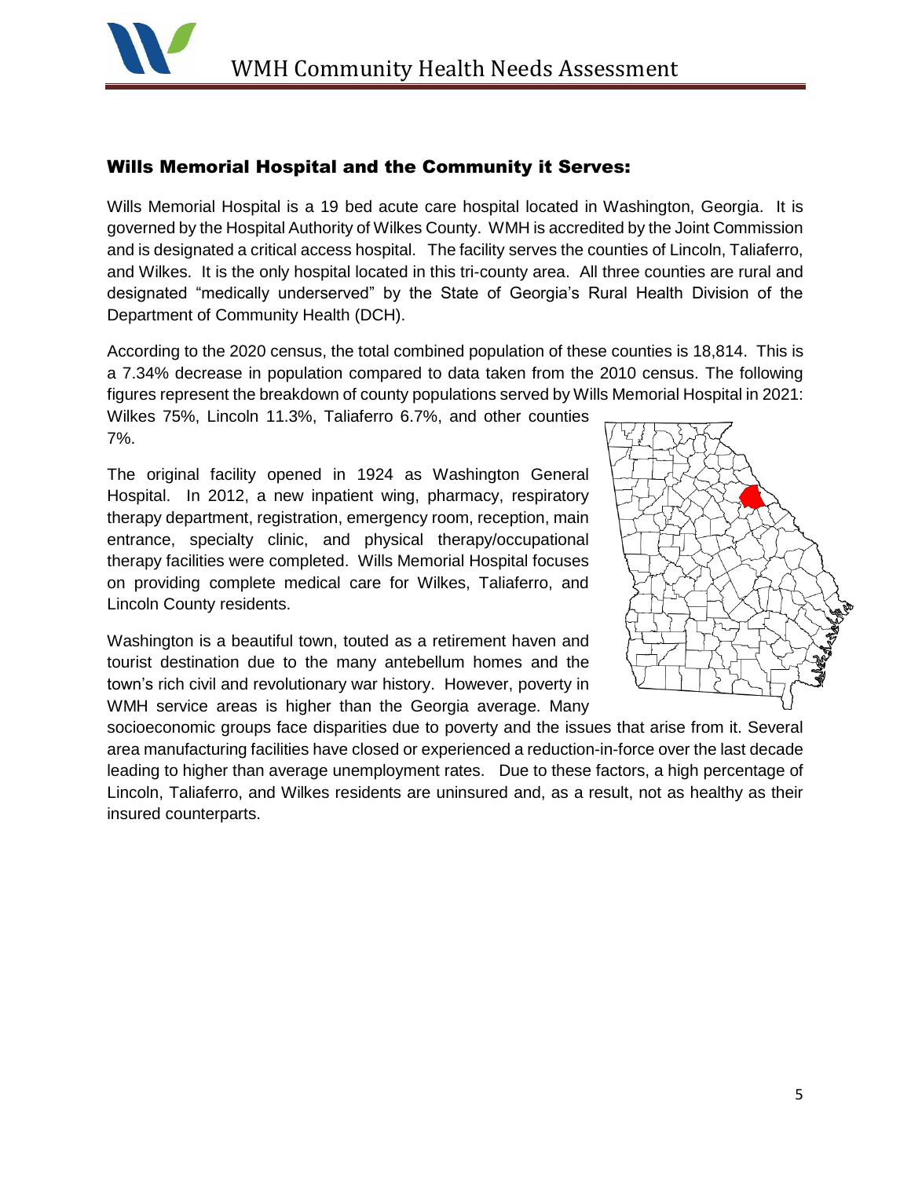## Wills Memorial Hospital and the Community it Serves:

Wills Memorial Hospital is a 19 bed acute care hospital located in Washington, Georgia. It is governed by the Hospital Authority of Wilkes County. WMH is accredited by the Joint Commission and is designated a critical access hospital. The facility serves the counties of Lincoln, Taliaferro, and Wilkes. It is the only hospital located in this tri-county area. All three counties are rural and designated "medically underserved" by the State of Georgia's Rural Health Division of the Department of Community Health (DCH).

According to the 2020 census, the total combined population of these counties is 18,814. This is a 7.34% decrease in population compared to data taken from the 2010 census. The following figures represent the breakdown of county populations served by Wills Memorial Hospital in 2021: Wilkes 75%, Lincoln 11.3%, Taliaferro 6.7%, and other counties 7%.

The original facility opened in 1924 as Washington General Hospital. In 2012, a new inpatient wing, pharmacy, respiratory therapy department, registration, emergency room, reception, main entrance, specialty clinic, and physical therapy/occupational therapy facilities were completed. Wills Memorial Hospital focuses on providing complete medical care for Wilkes, Taliaferro, and Lincoln County residents.

Washington is a beautiful town, touted as a retirement haven and tourist destination due to the many antebellum homes and the town's rich civil and revolutionary war history. However, poverty in WMH service areas is higher than the Georgia average. Many socioeconomic groups face disparities due to poverty and the issues that arise from it. Several area manufacturing facilities have closed or experienced a reduction-in-force over the last decade leading to higher than average unemployment rates. Due to these factors, a high percentage of Lincoln, Taliaferro, and Wilkes residents are uninsured and, as a result, not as healthy as their insured counterparts.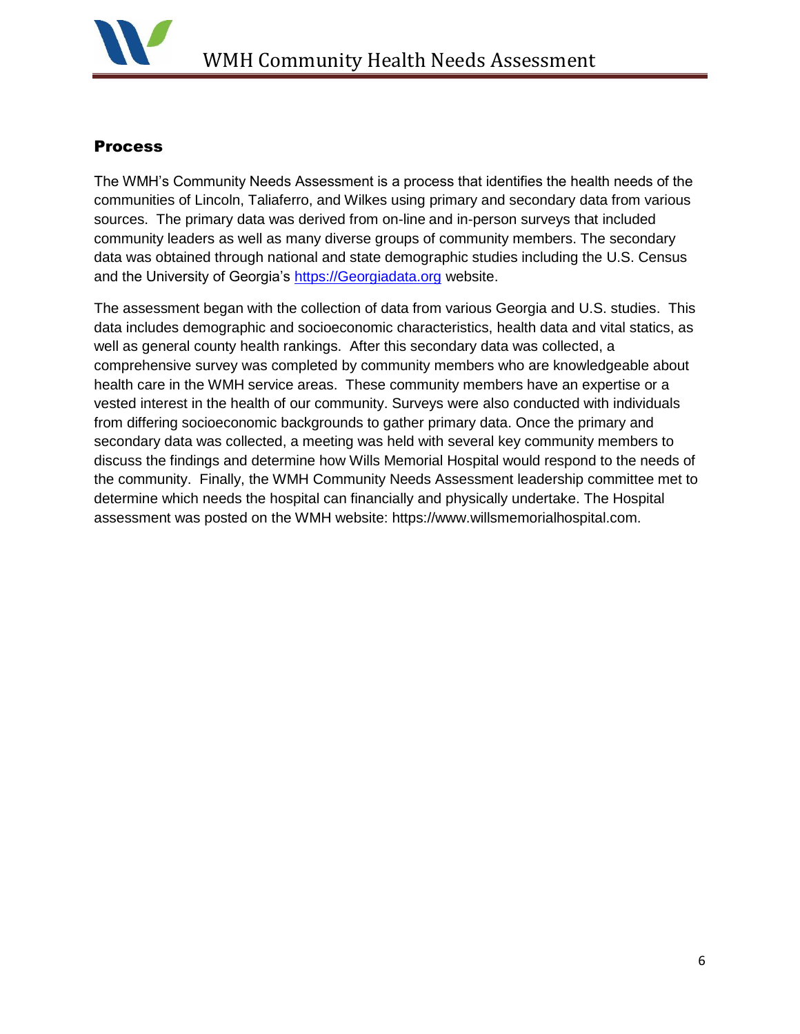## Process

The WMH's Community Needs Assessment is a process that identifies the health needs of the communities of Lincoln, Taliaferro, and Wilkes using primary and secondary data from various sources. The primary data was derived from on-line and in-person surveys that included community leaders as well as many diverse groups of community members. The secondary data was obtained through national and state demographic studies including the U.S. Census and the University of Georgia's [https://Georgiadata.org](https://Georgiadata.org) website.

The assessment began with the collection of data from various Georgia and U.S. studies. This data includes demographic and socioeconomic characteristics, health data and vital statics, as well as general county health rankings. After this secondary data was collected, a comprehensive survey was completed by community members who are knowledgeable about health care in the WMH service areas. These community members have an expertise or a vested interest in the health of our community. Surveys were also conducted with individuals from differing socioeconomic backgrounds to gather primary data. Once the primary and secondary data was collected, a meeting was held with several key community members to discuss the findings and determine how Wills Memorial Hospital would respond to the needs of the community. Finally, the WMH Community Needs Assessment leadership committee met to determine which needs the hospital can financially and physically undertake. The Hospital assessment was posted on the WMH website: https://www.willsmemorialhospital.com.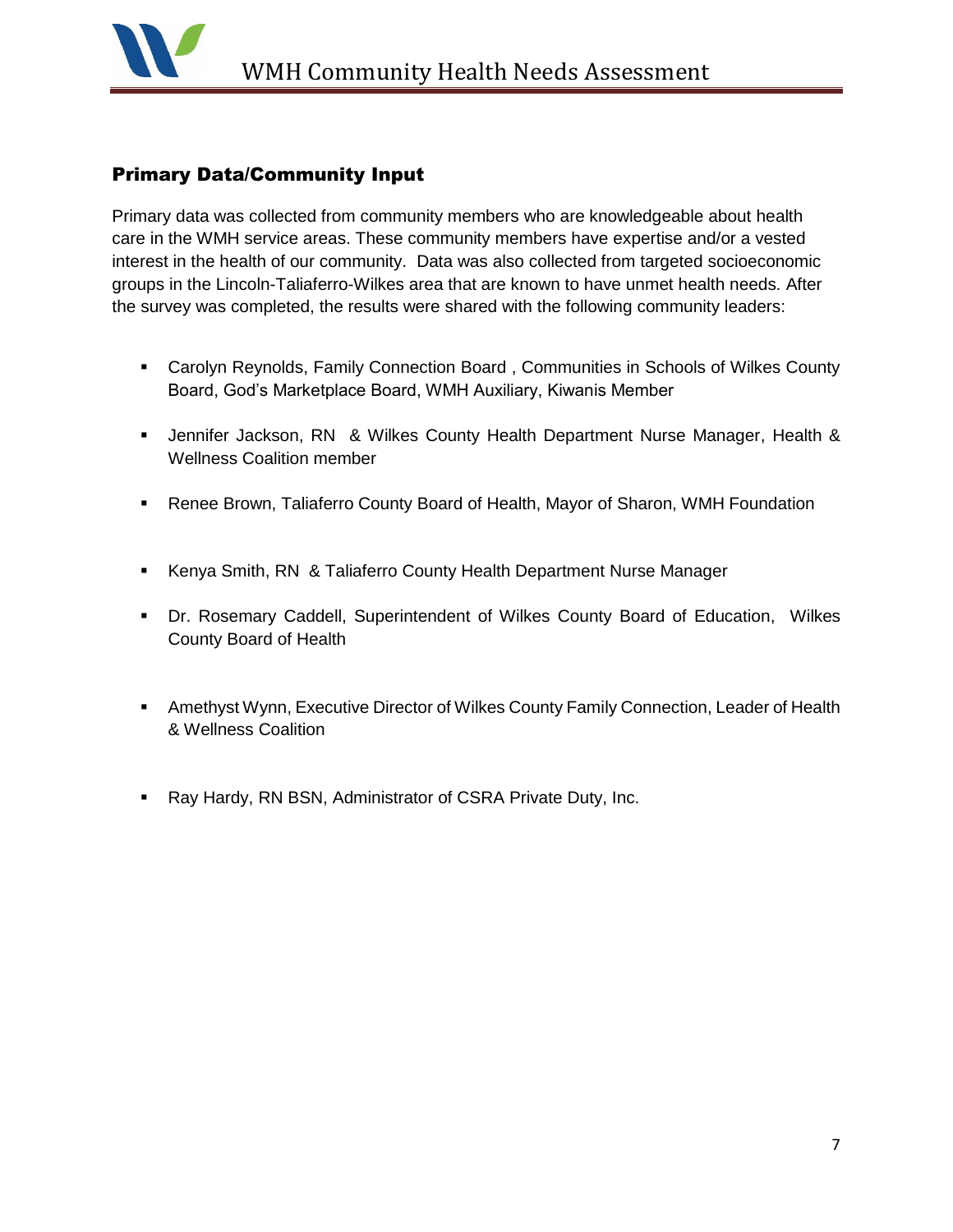## Primary Data/Community Input

Primary data was collected from community members who are knowledgeable about health care in the WMH service areas. These community members have expertise and/or a vested interest in the health of our community. Data was also collected from targeted socioeconomic groups in the Lincoln-Taliaferro-Wilkes area that are known to have unmet health needs. After the survey was completed, the results were shared with the following community leaders:

- Carolyn Reynolds, Family Connection Board , Communities in Schools of Wilkes County Board, God's Marketplace Board, WMH Auxiliary, Kiwanis Member
- Jennifer Jackson, RN & Wilkes County Health Department Nurse Manager, Health & Wellness Coalition member
- Renee Brown, Taliaferro County Board of Health, Mayor of Sharon, WMH Foundation
- Kenya Smith, RN & Taliaferro County Health Department Nurse Manager
- Dr. Rosemary Caddell, Superintendent of Wilkes County Board of Education, Wilkes County Board of Health
- Amethyst Wynn, Executive Director of Wilkes County Family Connection, Leader of Health & Wellness Coalition
- Ray Hardy, RN BSN, Administrator of CSRA Private Duty, Inc.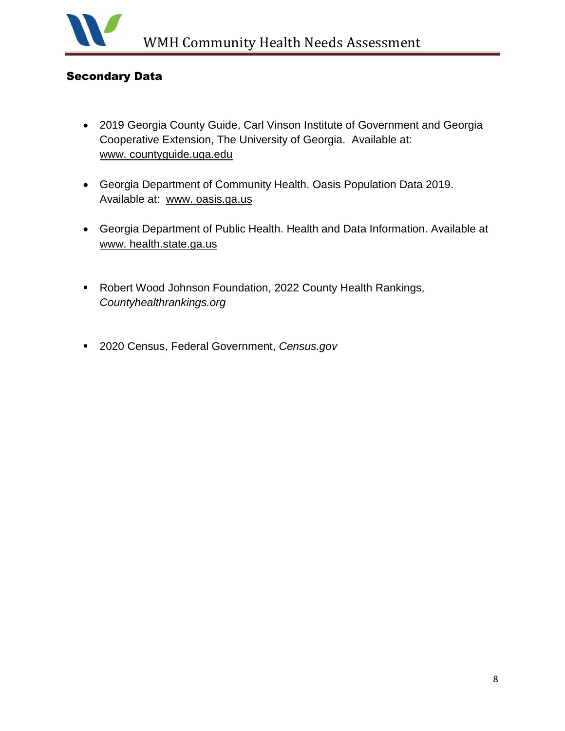## Secondary Data

- 2019 Georgia County Guide, Carl Vinson Institute of Government and Georgia Cooperative Extension, The University of Georgia. Available at: www. countyguide.uga.edu

- Georgia Department of Community Health. Oasis Population Data 2019. Available at: www. oasis.ga.us

- Georgia Department of Public Health. Health and Data Information. Available at www. health.state.ga.us

- Robert Wood Johnson Foundation, 2022 County Health Rankings, *Countyhealthrankings.org*

- 2020 Census, Federal Government, *Census.gov*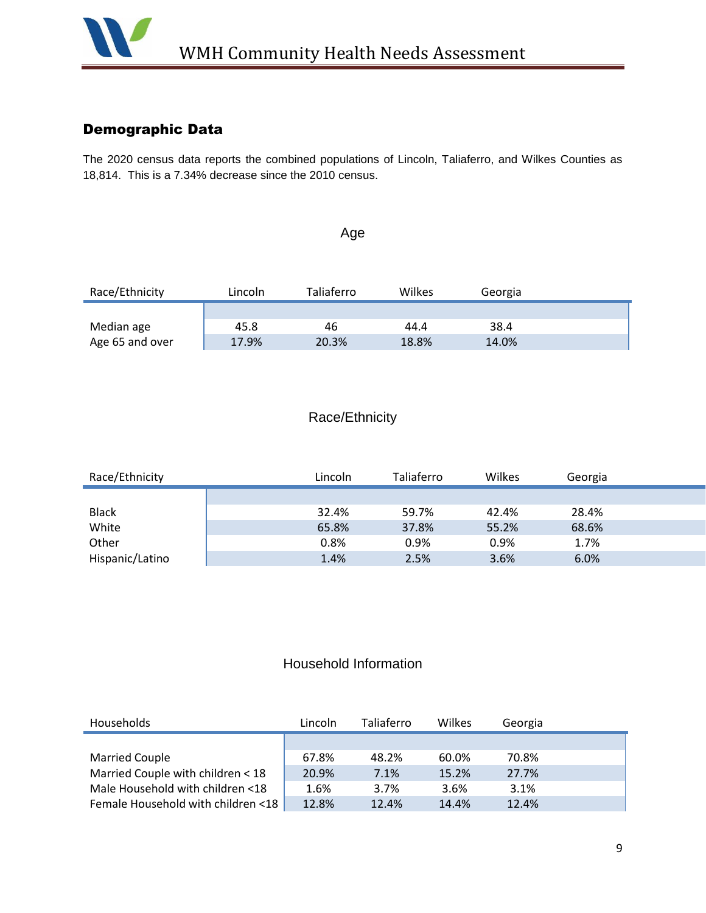## Demographic Data

The 2020 census data reports the combined populations of Lincoln, Taliaferro, and Wilkes Counties as 18,814. This is a 7.34% decrease since the 2010 census.

### Age

| Race/Ethnicity | Lincoln | Taliaferro | Wilkes | Georgia |
|---|---|---|---|---|
| Median age | 45.8 | 46 | 44.4 | 38.4 |
| Age 65 and over | 17.9% | 20.3% | 18.8% | 14.0% |

### Race/Ethnicity

| Race/Ethnicity | Lincoln | Taliaferro | Wilkes | Georgia |
|---|---|---|---|---|
| Black | 32.4% | 59.7% | 42.4% | 28.4% |
| White | 65.8% | 37.8% | 55.2% | 68.6% |
| Other | 0.8% | 0.9% | 0.9% | 1.7% |
| Hispanic/Latino | 1.4% | 2.5% | 3.6% | 6.0% |

### Household Information

| Households | Lincoln | Taliaferro | Wilkes | Georgia |
|---|---|---|---|---|
| Married Couple | 67.8% | 48.2% | 60.0% | 70.8% |
| Married Couple with children < 18 | 20.9% | 7.1% | 15.2% | 27.7% |
| Male Household with children <18 | 1.6% | 3.7% | 3.6% | 3.1% |
| Female Household with children <18 | 12.8% | 12.4% | 14.4% | 12.4% |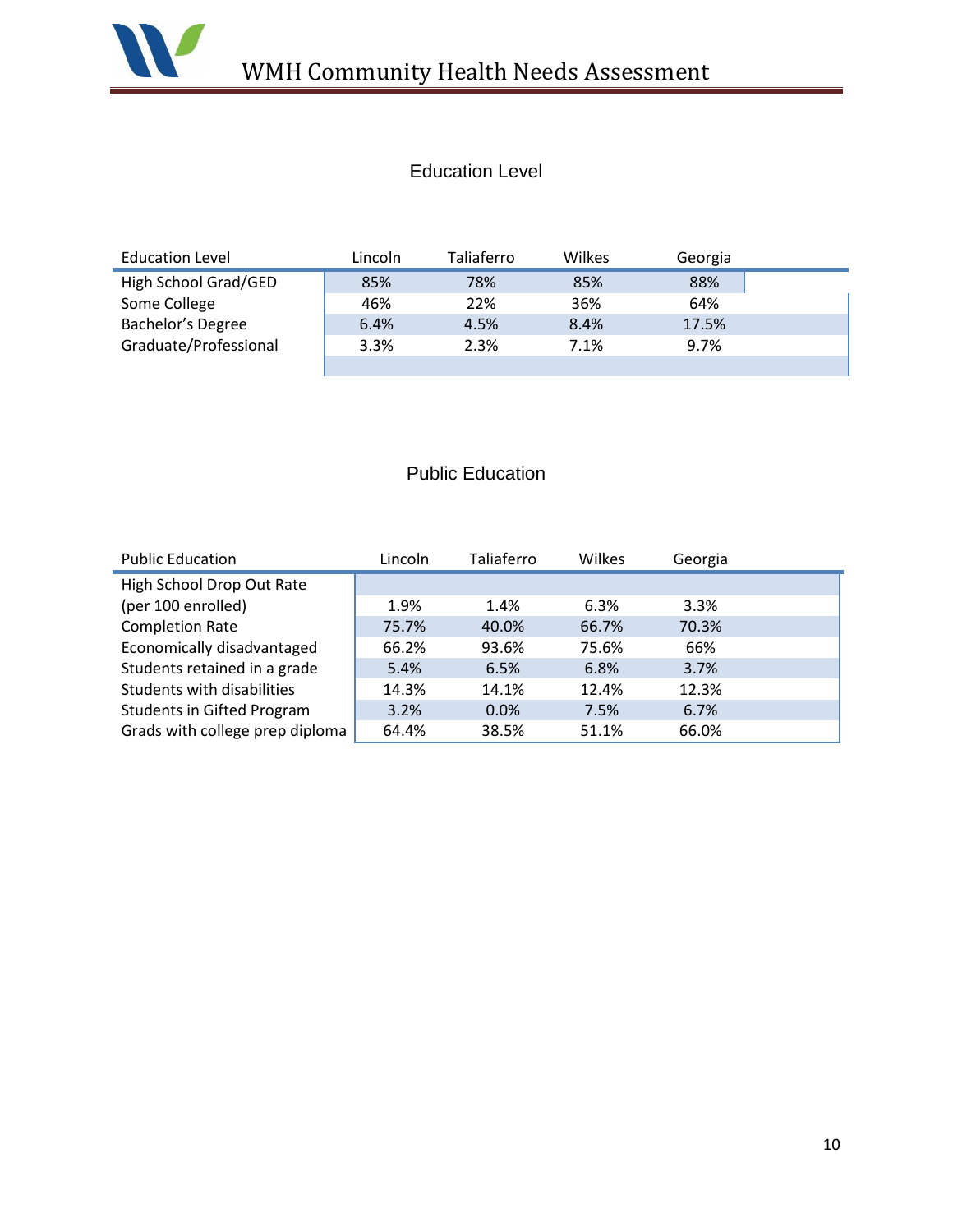## Education Level

| Education Level | Lincoln | Taliaferro | Wilkes | Georgia |
|---|---|---|---|---|
| High School Grad/GED | 85% | 78% | 85% | 88% |
| Some College | 46% | 22% | 36% | 64% |
| Bachelor's Degree | 6.4% | 4.5% | 8.4% | 17.5% |
| Graduate/Professional | 3.3% | 2.3% | 7.1% | 9.7% |

## Public Education

| Public Education | Lincoln | Taliaferro | Wilkes | Georgia |
|---|---|---|---|---|
| High School Drop Out Rate (per 100 enrolled) | 1.9% | 1.4% | 6.3% | 3.3% |
| Completion Rate | 75.7% | 40.0% | 66.7% | 70.3% |
| Economically disadvantaged | 66.2% | 93.6% | 75.6% | 66% |
| Students retained in a grade | 5.4% | 6.5% | 6.8% | 3.7% |
| Students with disabilities | 14.3% | 14.1% | 12.4% | 12.3% |
| Students in Gifted Program | 3.2% | 0.0% | 7.5% | 6.7% |
| Grads with college prep diploma | 64.4% | 38.5% | 51.1% | 66.0% |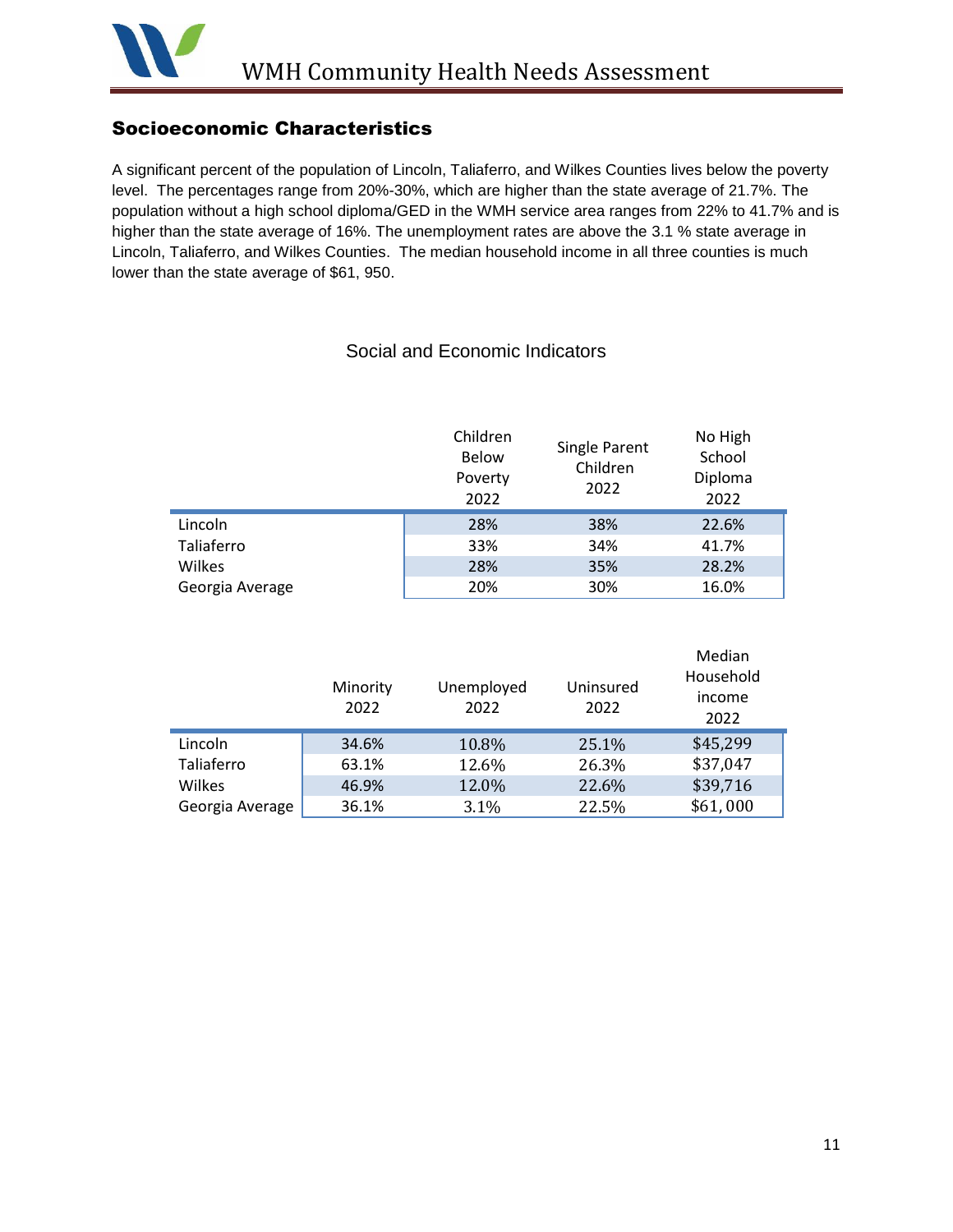## Socioeconomic Characteristics

A significant percent of the population of Lincoln, Taliaferro, and Wilkes Counties lives below the poverty level. The percentages range from 20%-30%, which are higher than the state average of 21.7%. The population without a high school diploma/GED in the WMH service area ranges from 22% to 41.7% and is higher than the state average of 16%. The unemployment rates are above the 3.1 % state average in Lincoln, Taliaferro, and Wilkes Counties. The median household income in all three counties is much lower than the state average of $61, 950.

### Social and Economic Indicators

| | Children Below Poverty 2022 | Single Parent Children 2022 | No High School Diploma 2022 |
|---|---|---|---|
| Lincoln | 28% | 38% | 22.6% |
| Taliaferro | 33% | 34% | 41.7% |
| Wilkes | 28% | 35% | 28.2% |
| Georgia Average | 20% | 30% | 16.0% |

| | Minority 2022 | Unemployed 2022 | Uninsured 2022 | Median Household income 2022 |
|---|---|---|---|---|
| Lincoln | 34.6% | 10.8% | 25.1% | $45,299 |
| Taliaferro | 63.1% | 12.6% | 26.3% | $37,047 |
| Wilkes | 46.9% | 12.0% | 22.6% | $39,716 |
| Georgia Average | 36.1% | 3.1% | 22.5% | $61,000 |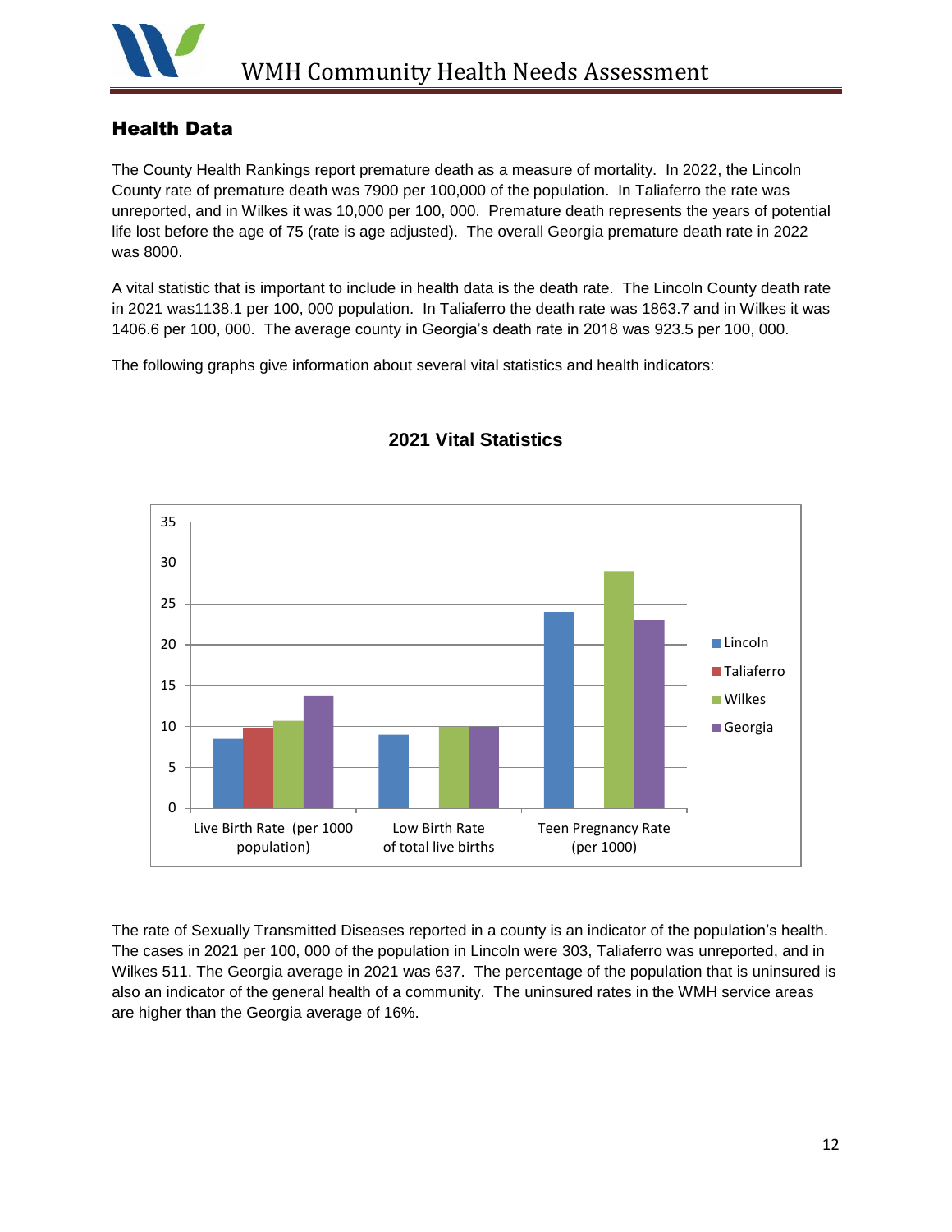## Health Data

The County Health Rankings report premature death as a measure of mortality. In 2022, the Lincoln County rate of premature death was 7900 per 100,000 of the population. In Taliaferro the rate was unreported, and in Wilkes it was 10,000 per 100, 000. Premature death represents the years of potential life lost before the age of 75 (rate is age adjusted). The overall Georgia premature death rate in 2022 was 8000.

A vital statistic that is important to include in health data is the death rate. The Lincoln County death rate in 2021 was1138.1 per 100, 000 population. In Taliaferro the death rate was 1863.7 and in Wilkes it was 1406.6 per 100, 000. The average county in Georgia's death rate in 2018 was 923.5 per 100, 000.

The following graphs give information about several vital statistics and health indicators:

**2021 Vital Statistics**

The rate of Sexually Transmitted Diseases reported in a county is an indicator of the population's health. The cases in 2021 per 100, 000 of the population in Lincoln were 303, Taliaferro was unreported, and in Wilkes 511. The Georgia average in 2021 was 637. The percentage of the population that is uninsured is also an indicator of the general health of a community. The uninsured rates in the WMH service areas are higher than the Georgia average of 16%.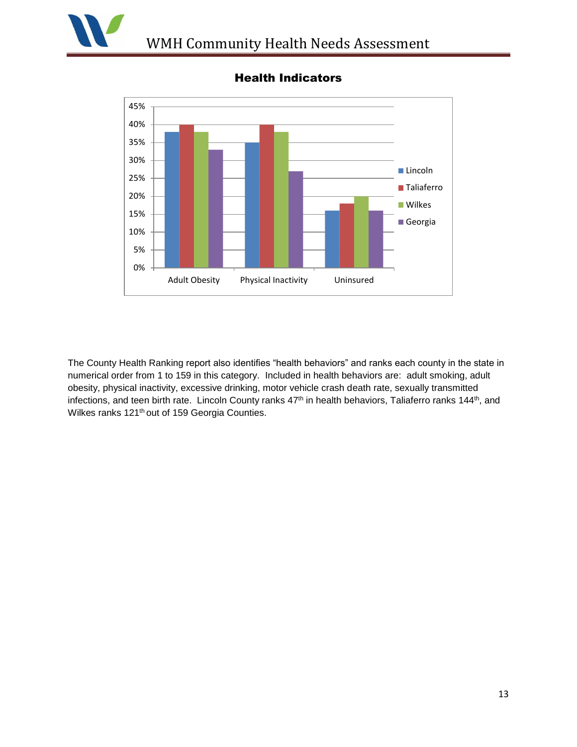## Health Indicators

| | Lincoln | Taliaferro | Wilkes | Georgia |
|---|---|---|---|---|
| Adult Obesity | 38% | 40% | 38% | 33% |
| Physical Inactivity | 35% | 40% | 38% | 27% |
| Uninsured | 16% | 18% | 20% | 16% |

The County Health Ranking report also identifies "health behaviors" and ranks each county in the state in numerical order from 1 to 159 in this category. Included in health behaviors are: adult smoking, adult obesity, physical inactivity, excessive drinking, motor vehicle crash death rate, sexually transmitted infections, and teen birth rate. Lincoln County ranks 47th in health behaviors, Taliaferro ranks 144th, and Wilkes ranks 121th out of 159 Georgia Counties.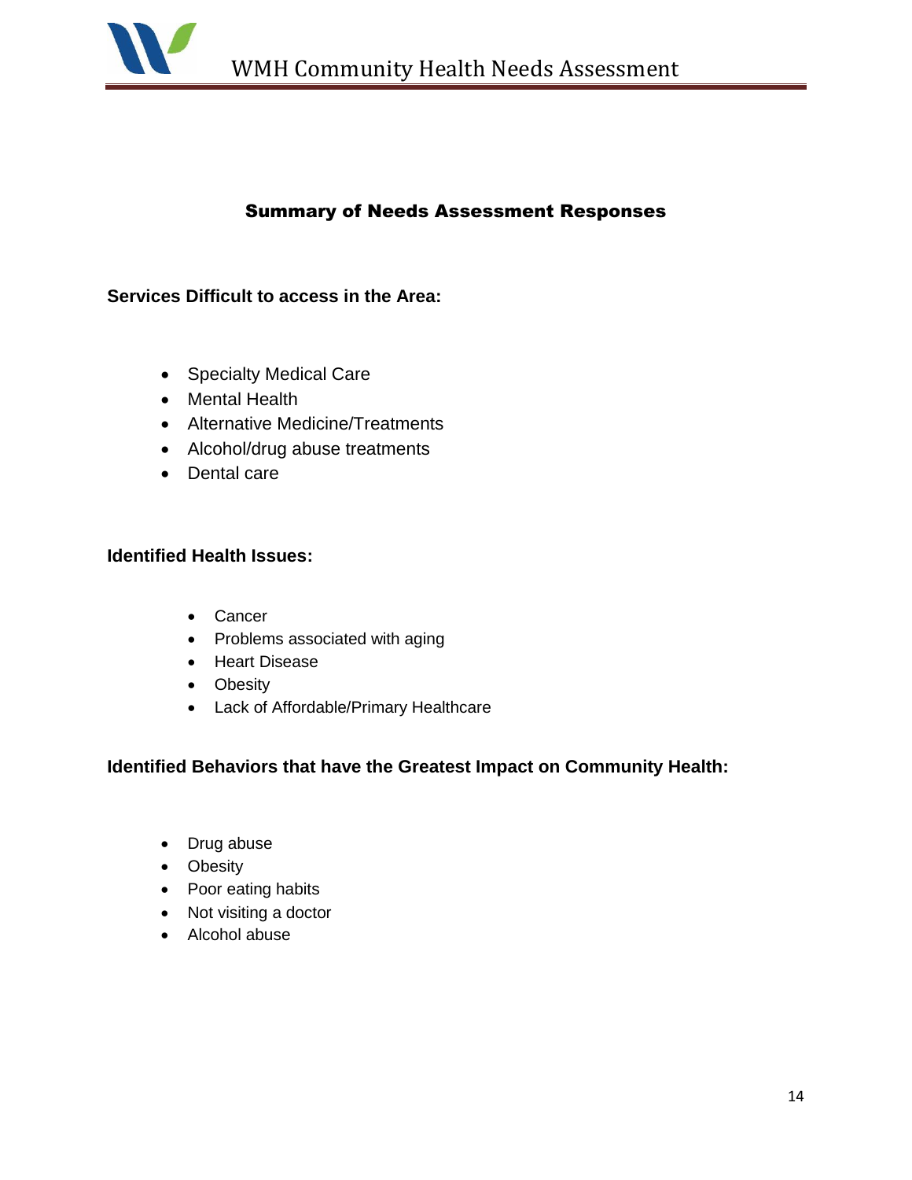## Summary of Needs Assessment Responses

**Services Difficult to access in the Area:**

- Specialty Medical Care
- Mental Health
- Alternative Medicine/Treatments
- Alcohol/drug abuse treatments
- Dental care

**Identified Health Issues:**

- Cancer
- Problems associated with aging
- Heart Disease
- Obesity
- Lack of Affordable/Primary Healthcare

**Identified Behaviors that have the Greatest Impact on Community Health:**

- Drug abuse
- Obesity
- Poor eating habits
- Not visiting a doctor
- Alcohol abuse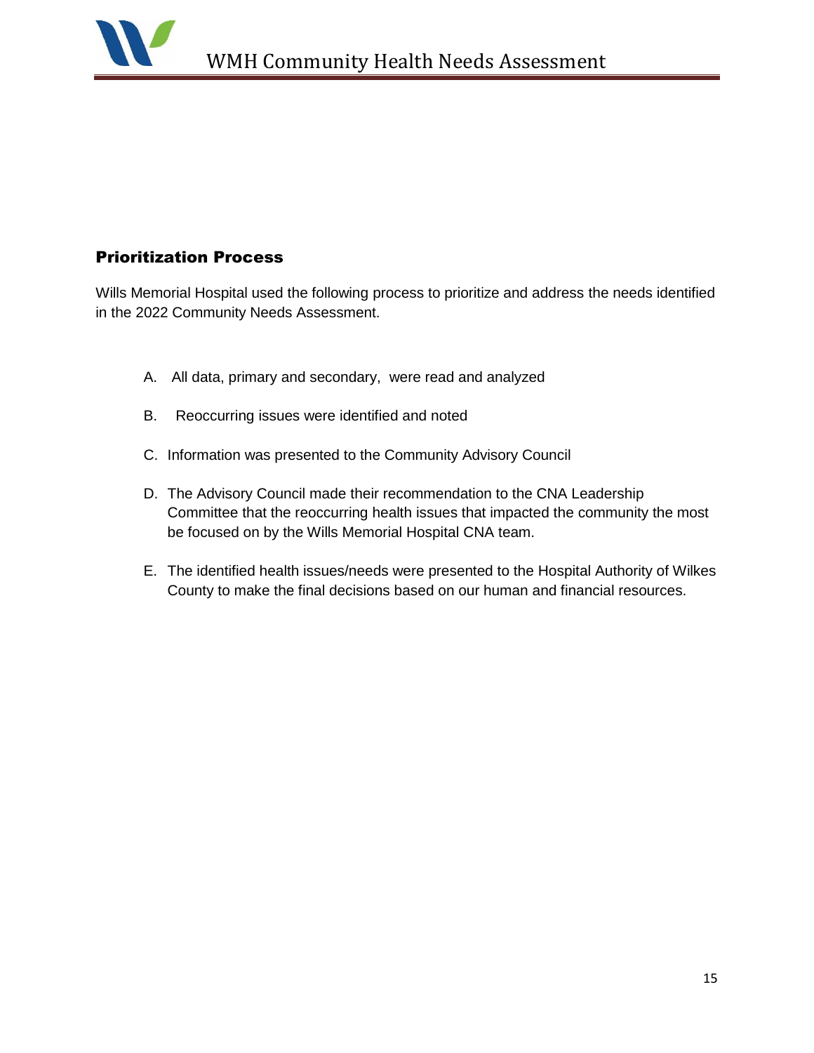## Prioritization Process

Wills Memorial Hospital used the following process to prioritize and address the needs identified in the 2022 Community Needs Assessment.

A. All data, primary and secondary, were read and analyzed

B. Reoccurring issues were identified and noted

C. Information was presented to the Community Advisory Council

D. The Advisory Council made their recommendation to the CNA Leadership Committee that the reoccurring health issues that impacted the community the most be focused on by the Wills Memorial Hospital CNA team.

E. The identified health issues/needs were presented to the Hospital Authority of Wilkes County to make the final decisions based on our human and financial resources.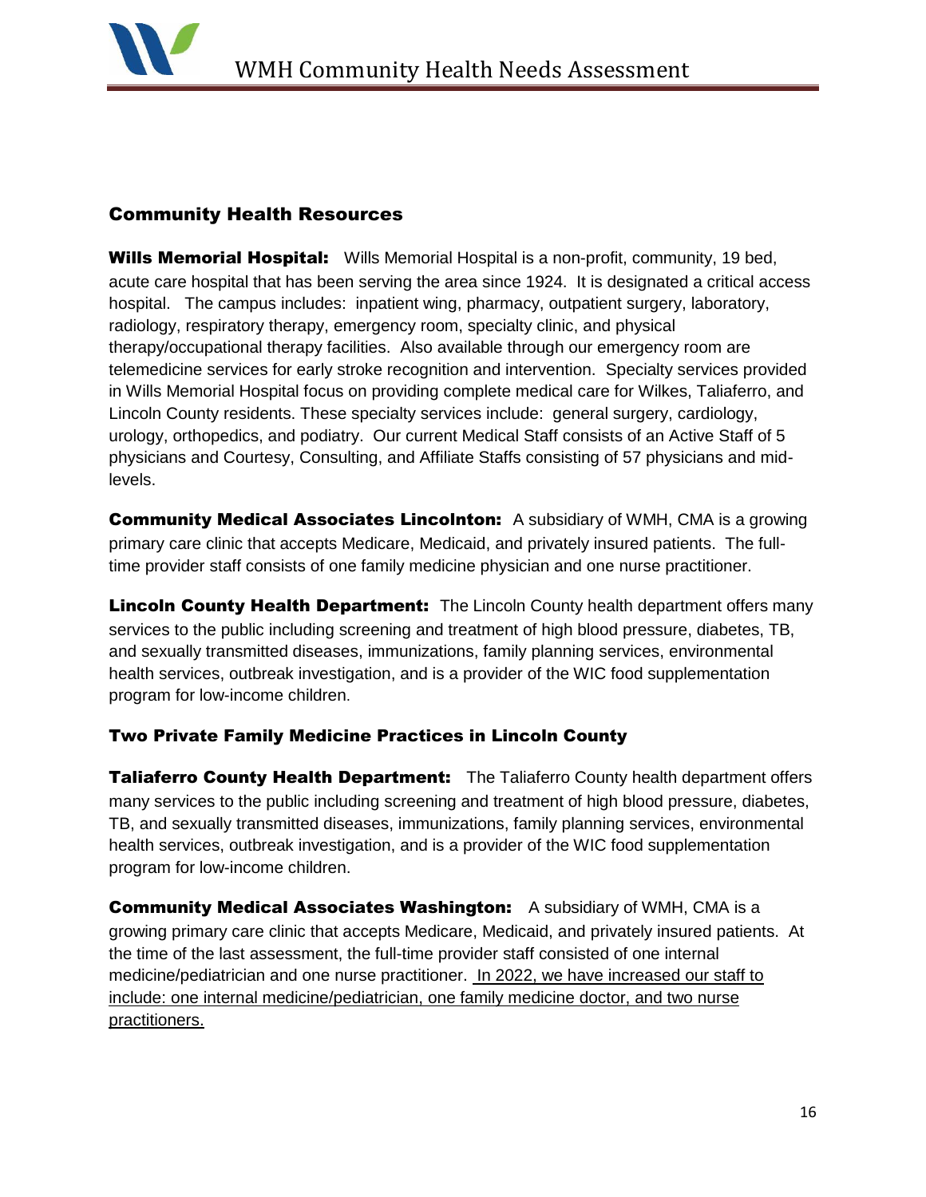## Community Health Resources

**Wills Memorial Hospital:** Wills Memorial Hospital is a non-profit, community, 19 bed, acute care hospital that has been serving the area since 1924. It is designated a critical access hospital. The campus includes: inpatient wing, pharmacy, outpatient surgery, laboratory, radiology, respiratory therapy, emergency room, specialty clinic, and physical therapy/occupational therapy facilities. Also available through our emergency room are telemedicine services for early stroke recognition and intervention. Specialty services provided in Wills Memorial Hospital focus on providing complete medical care for Wilkes, Taliaferro, and Lincoln County residents. These specialty services include: general surgery, cardiology, urology, orthopedics, and podiatry. Our current Medical Staff consists of an Active Staff of 5 physicians and Courtesy, Consulting, and Affiliate Staffs consisting of 57 physicians and mid-levels.

**Community Medical Associates Lincolnton:** A subsidiary of WMH, CMA is a growing primary care clinic that accepts Medicare, Medicaid, and privately insured patients. The full-time provider staff consists of one family medicine physician and one nurse practitioner.

**Lincoln County Health Department:** The Lincoln County health department offers many services to the public including screening and treatment of high blood pressure, diabetes, TB, and sexually transmitted diseases, immunizations, family planning services, environmental health services, outbreak investigation, and is a provider of the WIC food supplementation program for low-income children.

**Two Private Family Medicine Practices in Lincoln County**

**Taliaferro County Health Department:** The Taliaferro County health department offers many services to the public including screening and treatment of high blood pressure, diabetes, TB, and sexually transmitted diseases, immunizations, family planning services, environmental health services, outbreak investigation, and is a provider of the WIC food supplementation program for low-income children.

**Community Medical Associates Washington:** A subsidiary of WMH, CMA is a growing primary care clinic that accepts Medicare, Medicaid, and privately insured patients. At the time of the last assessment, the full-time provider staff consisted of one internal medicine/pediatrician and one nurse practitioner. In 2022, we have increased our staff to include: one internal medicine/pediatrician, one family medicine doctor, and two nurse practitioners.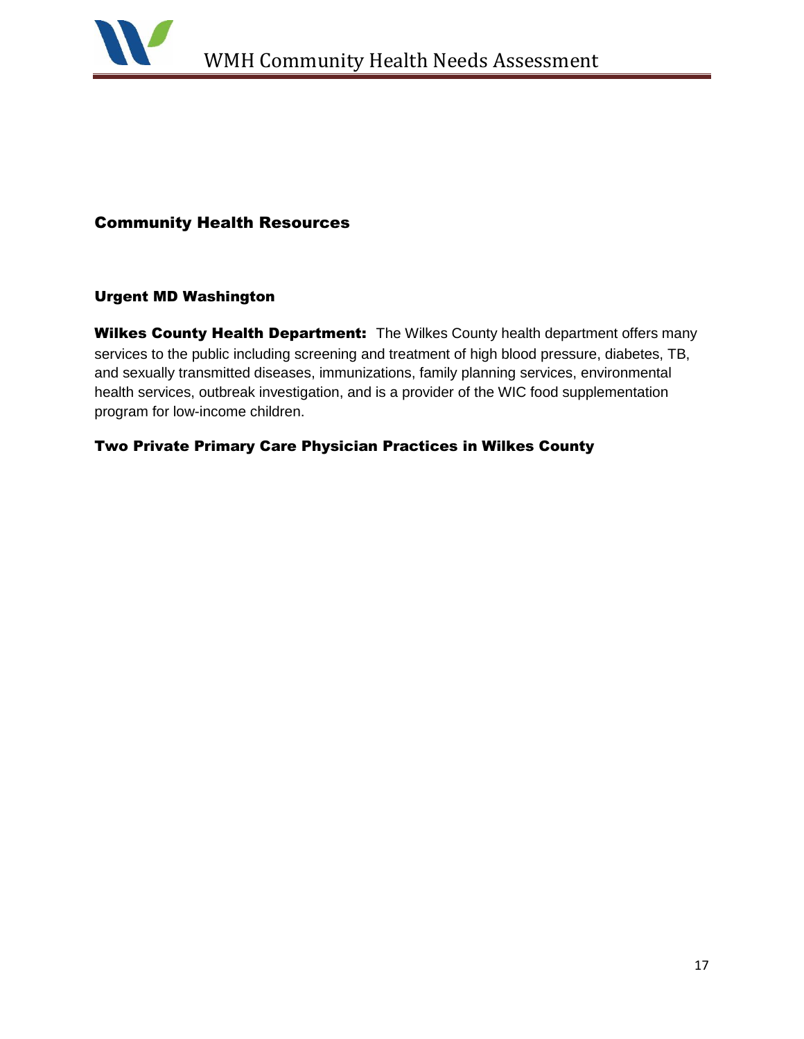## Community Health Resources

### Urgent MD Washington

**Wilkes County Health Department:** The Wilkes County health department offers many services to the public including screening and treatment of high blood pressure, diabetes, TB, and sexually transmitted diseases, immunizations, family planning services, environmental health services, outbreak investigation, and is a provider of the WIC food supplementation program for low-income children.

### Two Private Primary Care Physician Practices in Wilkes County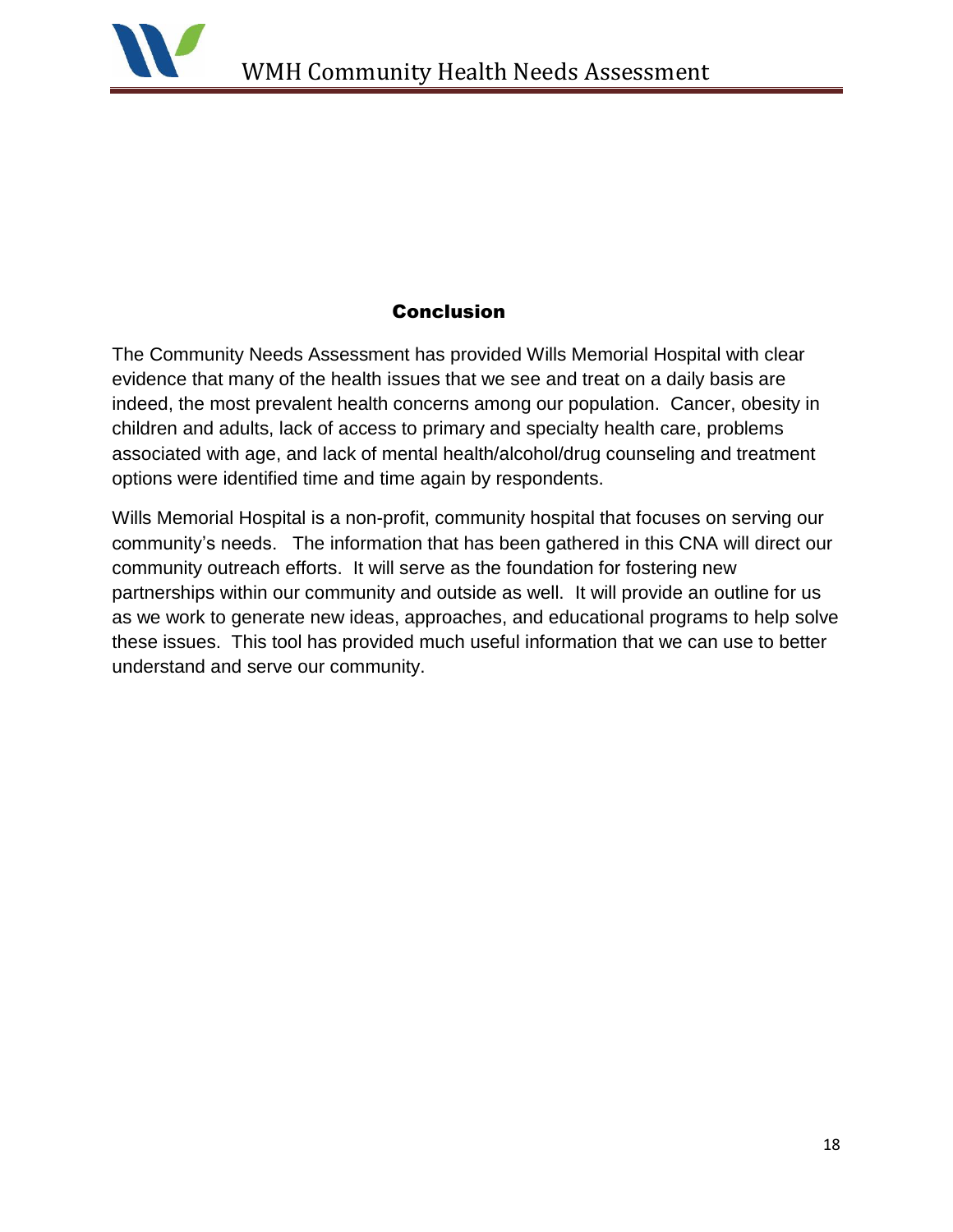## Conclusion

The Community Needs Assessment has provided Wills Memorial Hospital with clear evidence that many of the health issues that we see and treat on a daily basis are indeed, the most prevalent health concerns among our population. Cancer, obesity in children and adults, lack of access to primary and specialty health care, problems associated with age, and lack of mental health/alcohol/drug counseling and treatment options were identified time and time again by respondents.

Wills Memorial Hospital is a non-profit, community hospital that focuses on serving our community's needs. The information that has been gathered in this CNA will direct our community outreach efforts. It will serve as the foundation for fostering new partnerships within our community and outside as well. It will provide an outline for us as we work to generate new ideas, approaches, and educational programs to help solve these issues. This tool has provided much useful information that we can use to better understand and serve our community.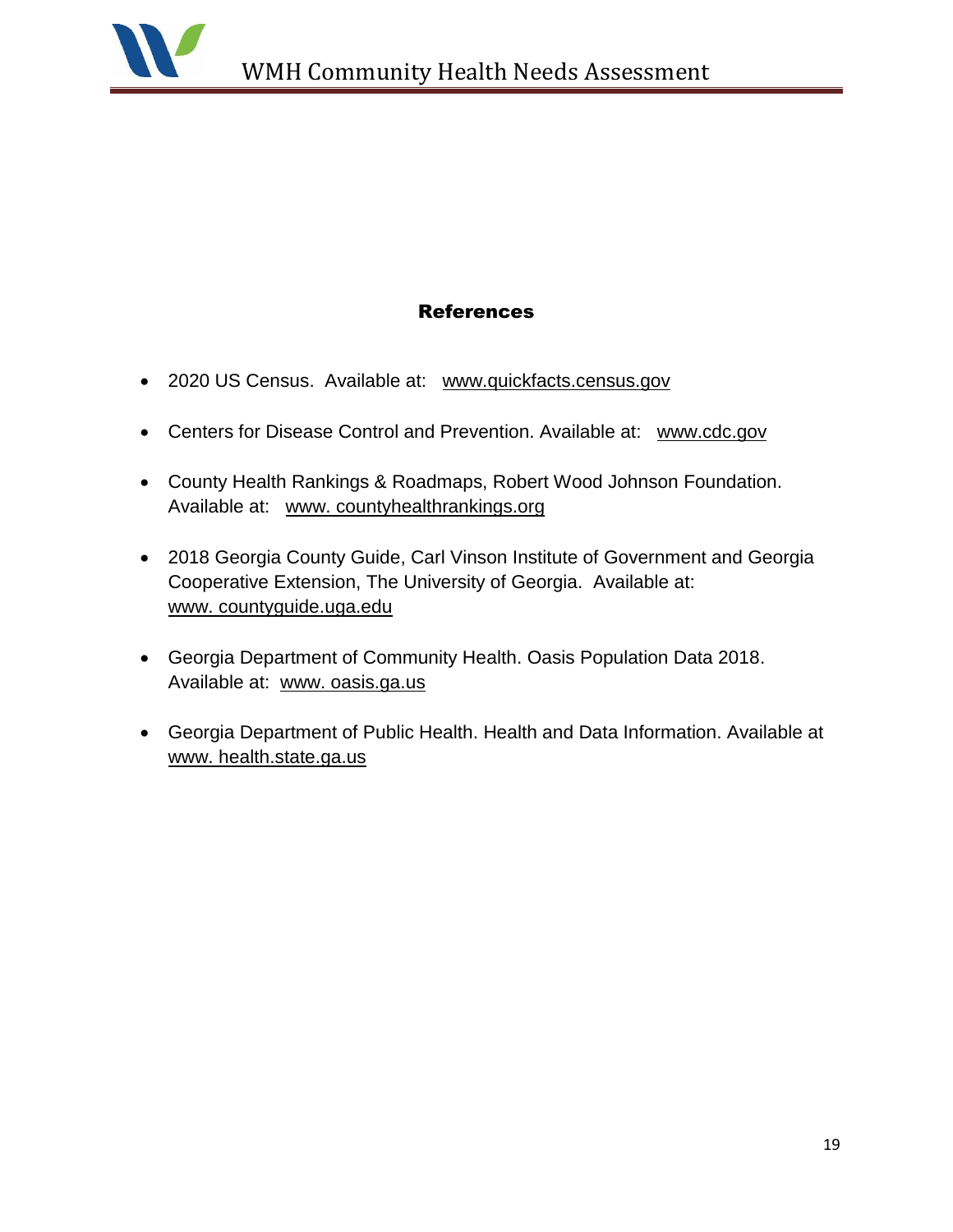## References

- 2020 US Census. Available at: www.quickfacts.census.gov
- Centers for Disease Control and Prevention. Available at: www.cdc.gov
- County Health Rankings & Roadmaps, Robert Wood Johnson Foundation. Available at: www. countyhealthrankings.org
- 2018 Georgia County Guide, Carl Vinson Institute of Government and Georgia Cooperative Extension, The University of Georgia. Available at: www. countyguide.uga.edu
- Georgia Department of Community Health. Oasis Population Data 2018. Available at: www. oasis.ga.us
- Georgia Department of Public Health. Health and Data Information. Available at www. health.state.ga.us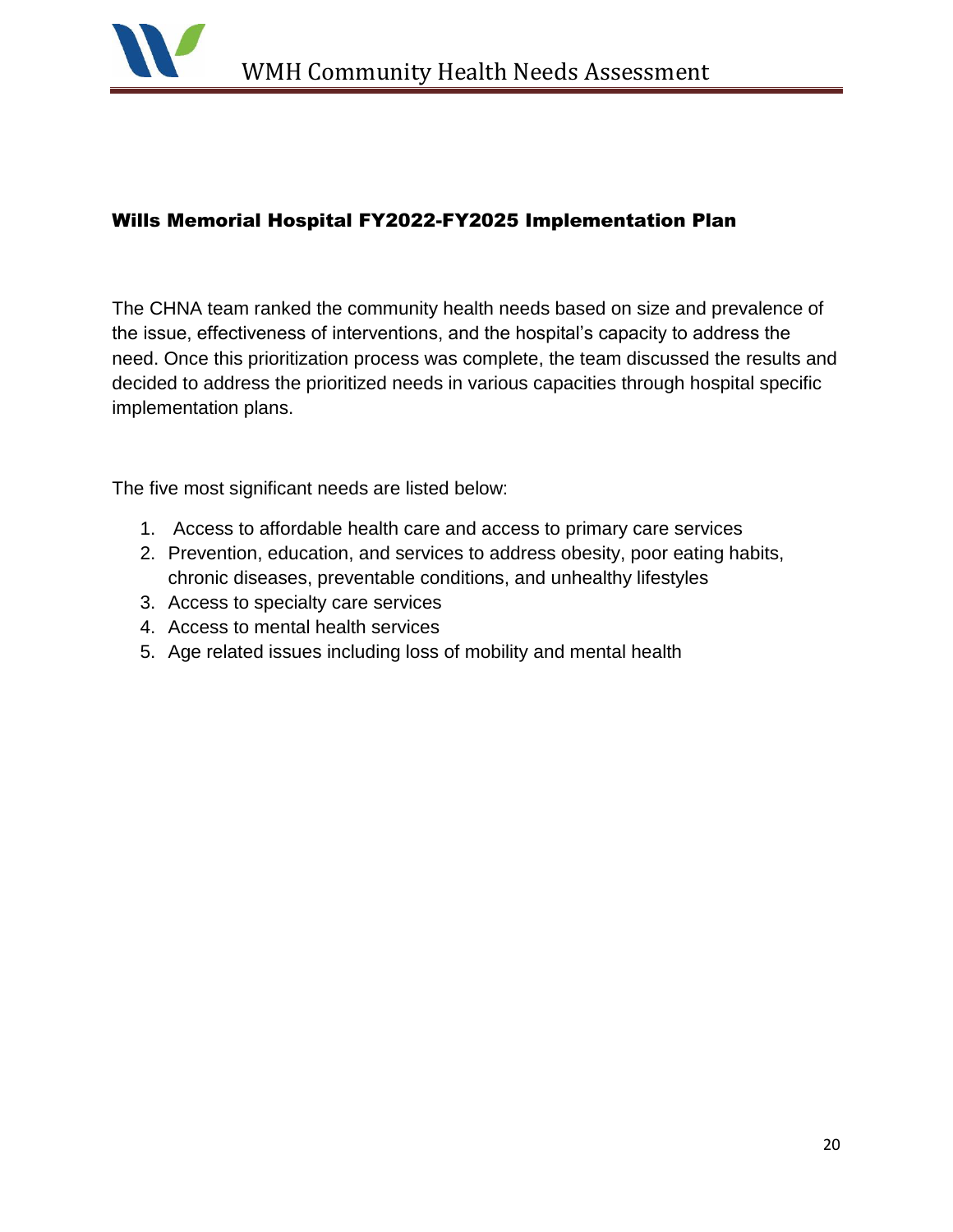## Wills Memorial Hospital FY2022-FY2025 Implementation Plan

The CHNA team ranked the community health needs based on size and prevalence of the issue, effectiveness of interventions, and the hospital's capacity to address the need. Once this prioritization process was complete, the team discussed the results and decided to address the prioritized needs in various capacities through hospital specific implementation plans.

The five most significant needs are listed below:

1. Access to affordable health care and access to primary care services
2. Prevention, education, and services to address obesity, poor eating habits, chronic diseases, preventable conditions, and unhealthy lifestyles
3. Access to specialty care services
4. Access to mental health services
5. Age related issues including loss of mobility and mental health